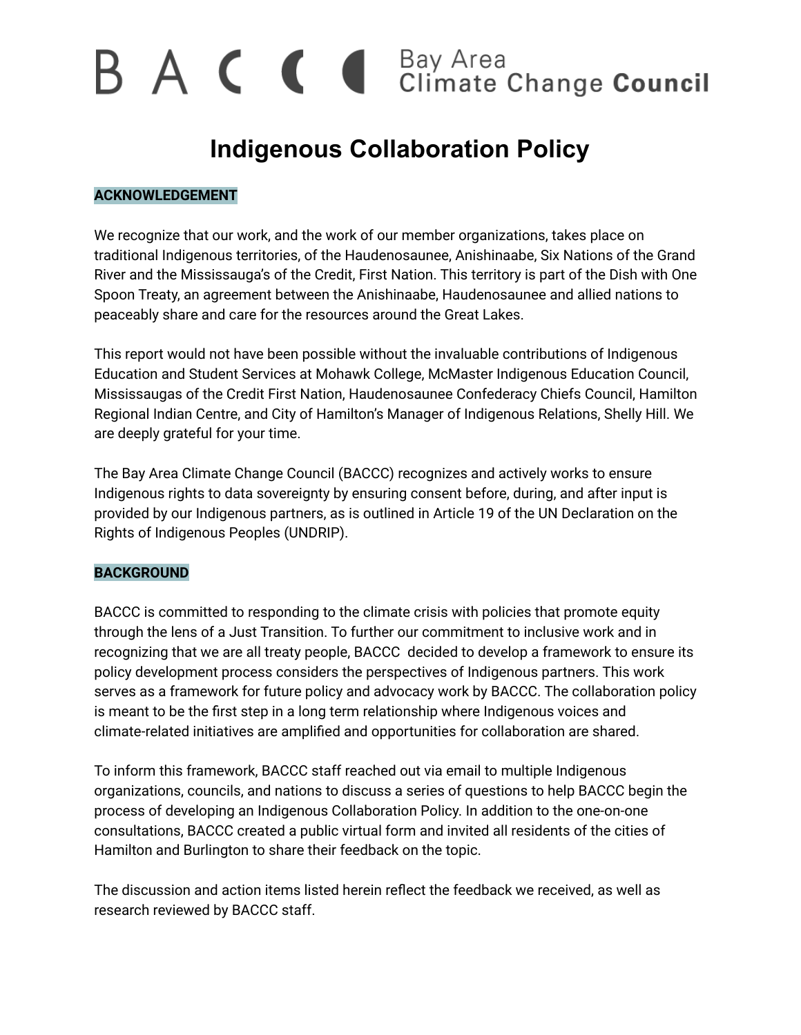# Indigenous Collaboration Policy

## ACKNOWLEDGEMENT

We recognize that our work, and the work of our member organizations, takes place on traditional Indigenous territories, of the Haudenosaunee, Anishinaabe, Six Nations of the Grand River and the Mississauga's of the Credit, First Nation. This territory is part of the Dish with One Spoon Treaty, an agreement between the Anishinaabe, Haudenosaunee and allied nations to peaceably share and care for the resources around the Great Lakes.

This report would not have been possible without the invaluable contributions of Indigenous Education and Student Services at Mohawk College, McMaster Indigenous Education Council, Mississaugas of the Credit First Nation, Haudenosaunee Confederacy Chiefs Council, Hamilton Regional Indian Centre, and City of Hamilton's Manager of Indigenous Relations, Shelly Hill. We are deeply grateful for your time.

The Bay Area Climate Change Council (BACCC) recognizes and actively works to ensure Indigenous rights to data sovereignty by ensuring consent before, during, and after input is provided by our Indigenous partners, as is outlined in Article 19 of the UN Declaration on the Rights of Indigenous Peoples (UNDRIP).

## BACKGROUND

BACCC is committed to responding to the climate crisis with policies that promote equity through the lens of a Just Transition. To further our commitment to inclusive work and in recognizing that we are all treaty people, BACCC decided to develop a framework to ensure its policy development process considers the perspectives of Indigenous partners. This work serves as a framework for future policy and advocacy work by BACCC. The collaboration policy is meant to be the first step in a long term relationship where Indigenous voices and climate-related initiatives are amplified and opportunities for collaboration are shared.

To inform this framework, BACCC staff reached out via email to multiple Indigenous organizations, councils, and nations to discuss a series of questions to help BACCC begin the process of developing an Indigenous Collaboration Policy. In addition to the one-on-one consultations, BACCC created a public virtual form and invited all residents of the cities of Hamilton and Burlington to share their feedback on the topic.

The discussion and action items listed herein reflect the feedback we received, as well as research reviewed by BACCC staff.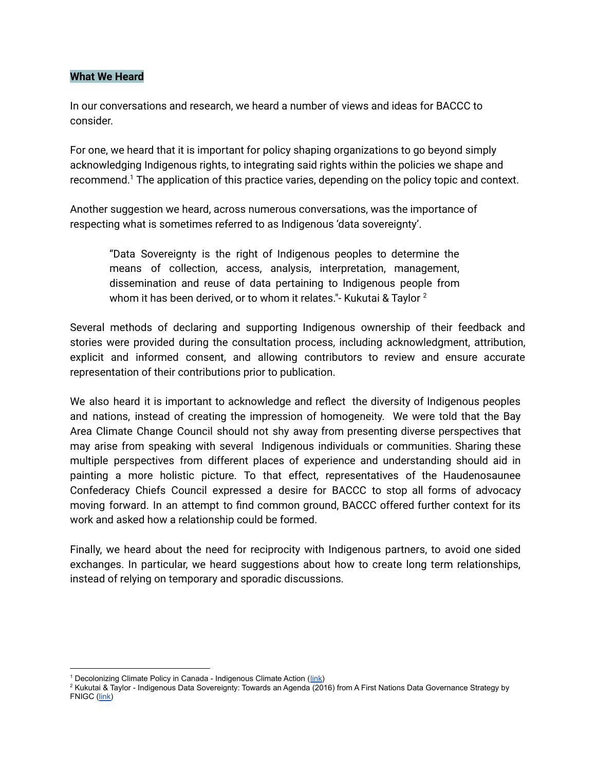## What We Heard

In our conversations and research, we heard a number of views and ideas for BACCC to consider.

For one, we heard that it is important for policy shaping organizations to go beyond simply acknowledging Indigenous rights, to integrating said rights within the policies we shape and recommend.[1] The application of this practice varies, depending on the policy topic and context.

Another suggestion we heard, across numerous conversations, was the importance of respecting what is sometimes referred to as Indigenous 'data sovereignty'.

> "Data Sovereignty is the right of Indigenous peoples to determine the means of collection, access, analysis, interpretation, management, dissemination and reuse of data pertaining to Indigenous people from whom it has been derived, or to whom it relates."- Kukutai & Taylor [2]

Several methods of declaring and supporting Indigenous ownership of their feedback and stories were provided during the consultation process, including acknowledgment, attribution, explicit and informed consent, and allowing contributors to review and ensure accurate representation of their contributions prior to publication.

We also heard it is important to acknowledge and reflect the diversity of Indigenous peoples and nations, instead of creating the impression of homogeneity. We were told that the Bay Area Climate Change Council should not shy away from presenting diverse perspectives that may arise from speaking with several Indigenous individuals or communities. Sharing these multiple perspectives from different places of experience and understanding should aid in painting a more holistic picture. To that effect, representatives of the Haudenosaunee Confederacy Chiefs Council expressed a desire for BACCC to stop all forms of advocacy moving forward. In an attempt to find common ground, BACCC offered further context for its work and asked how a relationship could be formed.

Finally, we heard about the need for reciprocity with Indigenous partners, to avoid one sided exchanges. In particular, we heard suggestions about how to create long term relationships, instead of relying on temporary and sporadic discussions.

---

[1] Decolonizing Climate Policy in Canada - Indigenous Climate Action (link)

[2] Kukutai & Taylor - Indigenous Data Sovereignty: Towards an Agenda (2016) from A First Nations Data Governance Strategy by FNIGC (link)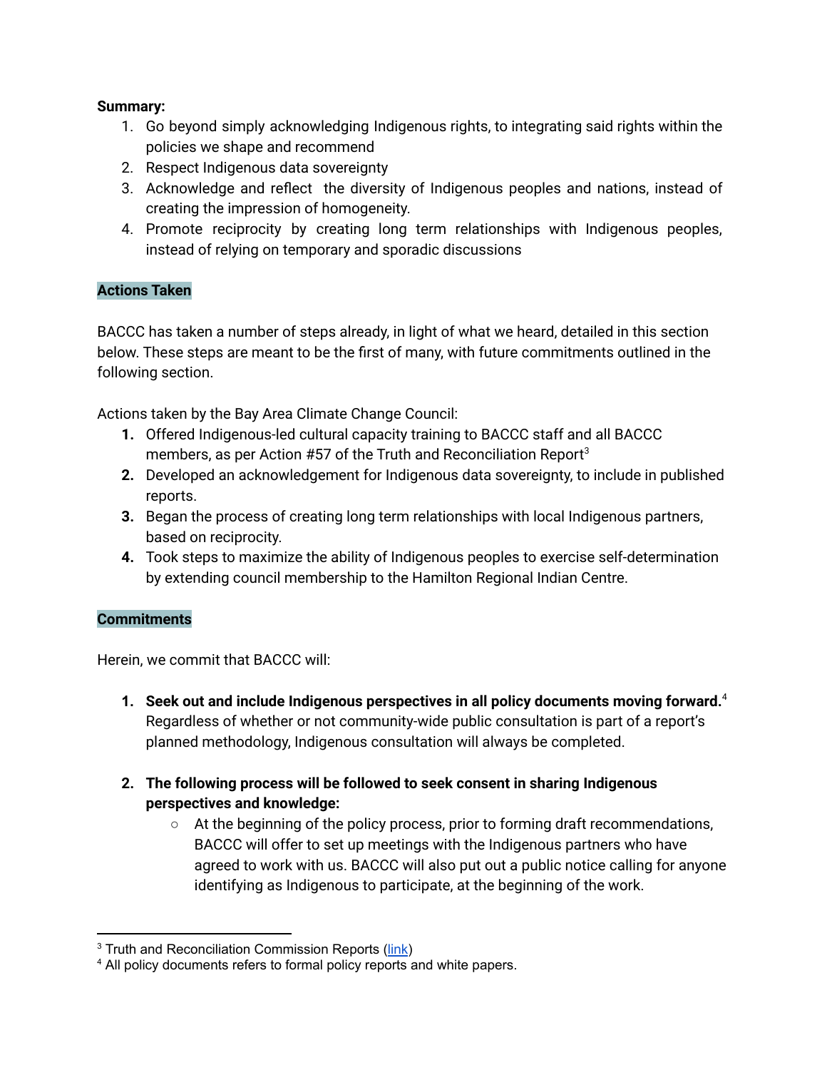**Summary:**

1. Go beyond simply acknowledging Indigenous rights, to integrating said rights within the policies we shape and recommend
2. Respect Indigenous data sovereignty
3. Acknowledge and reflect the diversity of Indigenous peoples and nations, instead of creating the impression of homogeneity.
4. Promote reciprocity by creating long term relationships with Indigenous peoples, instead of relying on temporary and sporadic discussions

## Actions Taken

BACCC has taken a number of steps already, in light of what we heard, detailed in this section below. These steps are meant to be the first of many, with future commitments outlined in the following section.

Actions taken by the Bay Area Climate Change Council:

1. Offered Indigenous-led cultural capacity training to BACCC staff and all BACCC members, as per Action #57 of the Truth and Reconciliation Report[3]
2. Developed an acknowledgement for Indigenous data sovereignty, to include in published reports.
3. Began the process of creating long term relationships with local Indigenous partners, based on reciprocity.
4. Took steps to maximize the ability of Indigenous peoples to exercise self-determination by extending council membership to the Hamilton Regional Indian Centre.

## Commitments

Herein, we commit that BACCC will:

1. **Seek out and include Indigenous perspectives in all policy documents moving forward.**[4] Regardless of whether or not community-wide public consultation is part of a report's planned methodology, Indigenous consultation will always be completed.

2. **The following process will be followed to seek consent in sharing Indigenous perspectives and knowledge:**
   - At the beginning of the policy process, prior to forming draft recommendations, BACCC will offer to set up meetings with the Indigenous partners who have agreed to work with us. BACCC will also put out a public notice calling for anyone identifying as Indigenous to participate, at the beginning of the work.

---

[3] Truth and Reconciliation Commission Reports (link)

[4] All policy documents refers to formal policy reports and white papers.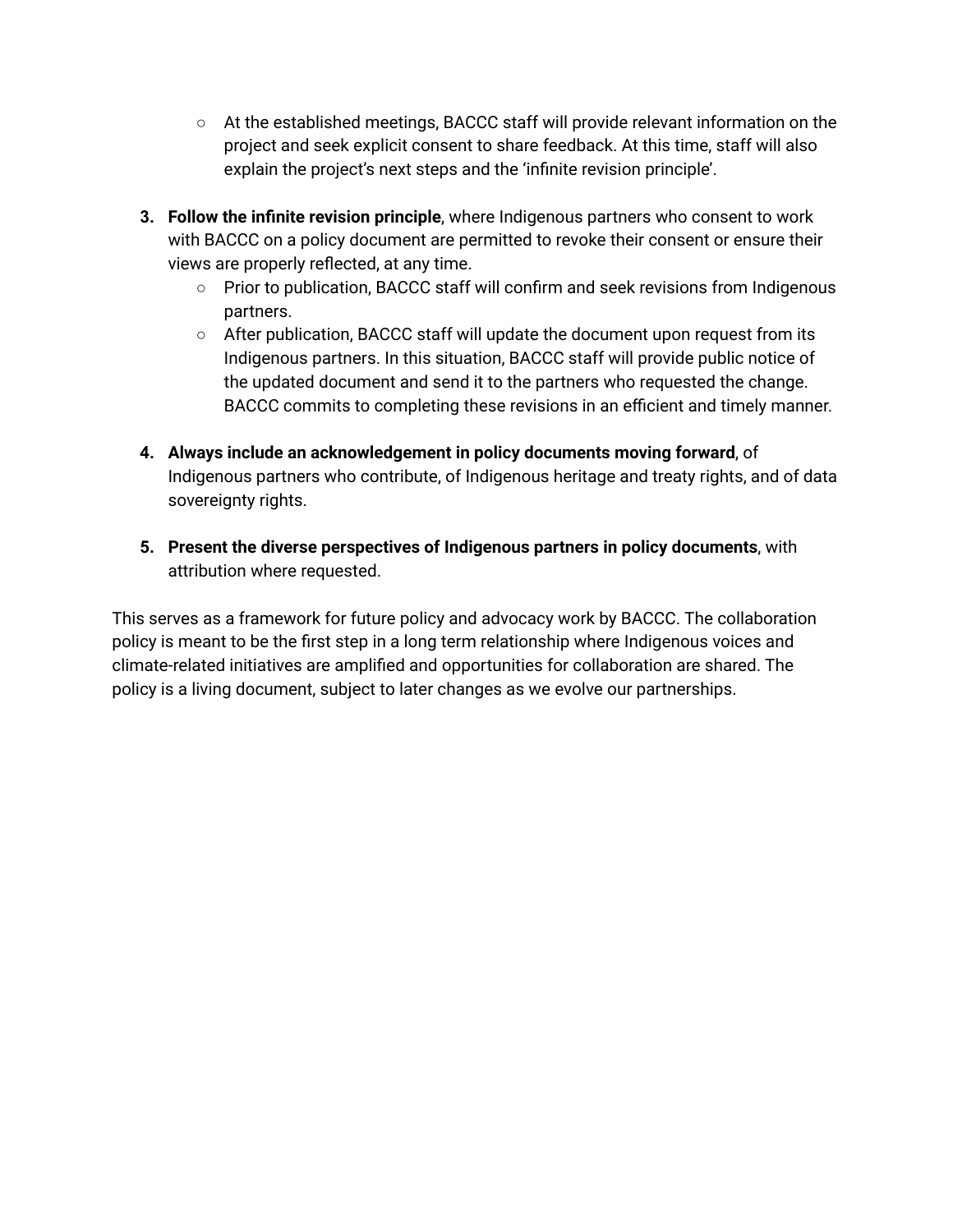- At the established meetings, BACCC staff will provide relevant information on the project and seek explicit consent to share feedback. At this time, staff will also explain the project's next steps and the 'infinite revision principle'.

3. **Follow the infinite revision principle**, where Indigenous partners who consent to work with BACCC on a policy document are permitted to revoke their consent or ensure their views are properly reflected, at any time.
   - Prior to publication, BACCC staff will confirm and seek revisions from Indigenous partners.
   - After publication, BACCC staff will update the document upon request from its Indigenous partners. In this situation, BACCC staff will provide public notice of the updated document and send it to the partners who requested the change. BACCC commits to completing these revisions in an efficient and timely manner.

4. **Always include an acknowledgement in policy documents moving forward**, of Indigenous partners who contribute, of Indigenous heritage and treaty rights, and of data sovereignty rights.

5. **Present the diverse perspectives of Indigenous partners in policy documents**, with attribution where requested.

This serves as a framework for future policy and advocacy work by BACCC. The collaboration policy is meant to be the first step in a long term relationship where Indigenous voices and climate-related initiatives are amplified and opportunities for collaboration are shared. The policy is a living document, subject to later changes as we evolve our partnerships.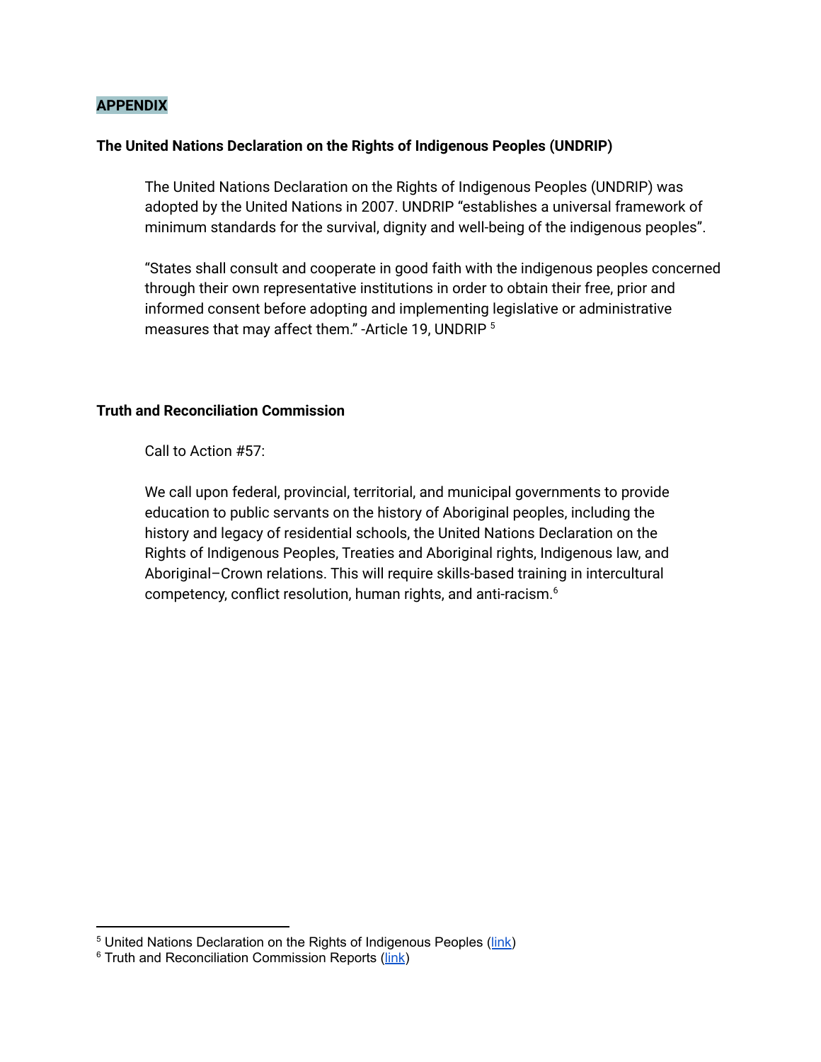## APPENDIX

### The United Nations Declaration on the Rights of Indigenous Peoples (UNDRIP)

The United Nations Declaration on the Rights of Indigenous Peoples (UNDRIP) was adopted by the United Nations in 2007. UNDRIP "establishes a universal framework of minimum standards for the survival, dignity and well-being of the indigenous peoples".

"States shall consult and cooperate in good faith with the indigenous peoples concerned through their own representative institutions in order to obtain their free, prior and informed consent before adopting and implementing legislative or administrative measures that may affect them." -Article 19, UNDRIP [5]

### Truth and Reconciliation Commission

Call to Action #57:

We call upon federal, provincial, territorial, and municipal governments to provide education to public servants on the history of Aboriginal peoples, including the history and legacy of residential schools, the United Nations Declaration on the Rights of Indigenous Peoples, Treaties and Aboriginal rights, Indigenous law, and Aboriginal–Crown relations. This will require skills-based training in intercultural competency, conflict resolution, human rights, and anti-racism.[6]

---

[5] United Nations Declaration on the Rights of Indigenous Peoples (link)

[6] Truth and Reconciliation Commission Reports (link)